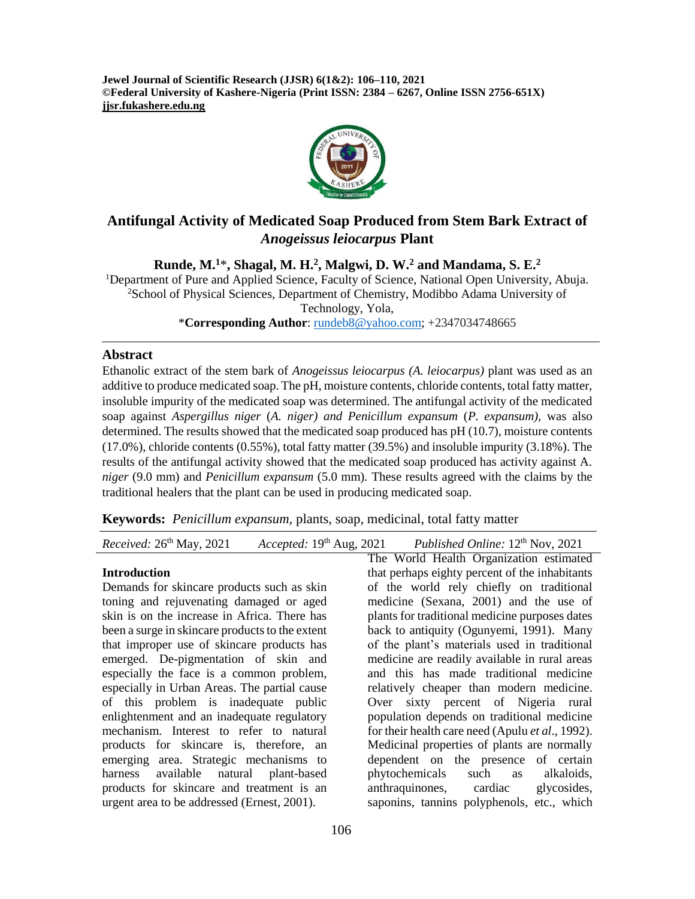# Antifungal Activity of Medicated Soap Produced from Stem Bark Extract of *Anogeissus leiocarpus* Plant

**Runde, M.[1]*, Shagal, M. H.[2], Malgwi, D. W.[2] and Mandama, S. E.[2]**

[1]Department of Pure and Applied Science, Faculty of Science, National Open University, Abuja.
[2]School of Physical Sciences, Department of Chemistry, Modibbo Adama University of Technology, Yola,

***Corresponding Author**: rundeb8@yahoo.com; +2347034748665

## Abstract

Ethanolic extract of the stem bark of *Anogeissus leiocarpus (A. leiocarpus)* plant was used as an additive to produce medicated soap. The pH, moisture contents, chloride contents, total fatty matter, insoluble impurity of the medicated soap was determined. The antifungal activity of the medicated soap against *Aspergillus niger* (*A. niger) and Penicillum expansum* (*P. expansum)*, was also determined. The results showed that the medicated soap produced has pH (10.7), moisture contents (17.0%), chloride contents (0.55%), total fatty matter (39.5%) and insoluble impurity (3.18%). The results of the antifungal activity showed that the medicated soap produced has activity against A. *niger* (9.0 mm) and *Penicillum expansum* (5.0 mm). These results agreed with the claims by the traditional healers that the plant can be used in producing medicated soap.

**Keywords:** *Penicillum expansum,* plants, soap, medicinal, total fatty matter

*Received:* 26th May, 2021 *Accepted:* 19th Aug, 2021 *Published Online:* 12th Nov, 2021

## Introduction

Demands for skincare products such as skin toning and rejuvenating damaged or aged skin is on the increase in Africa. There has been a surge in skincare products to the extent that improper use of skincare products has emerged. De-pigmentation of skin and especially the face is a common problem, especially in Urban Areas. The partial cause of this problem is inadequate public enlightenment and an inadequate regulatory mechanism. Interest to refer to natural products for skincare is, therefore, an emerging area. Strategic mechanisms to harness available natural plant-based products for skincare and treatment is an urgent area to be addressed (Ernest, 2001).

The World Health Organization estimated that perhaps eighty percent of the inhabitants of the world rely chiefly on traditional medicine (Sexana, 2001) and the use of plants for traditional medicine purposes dates back to antiquity (Ogunyemi, 1991). Many of the plant's materials used in traditional medicine are readily available in rural areas and this has made traditional medicine relatively cheaper than modern medicine. Over sixty percent of Nigeria rural population depends on traditional medicine for their health care need (Apulu *et al*., 1992). Medicinal properties of plants are normally dependent on the presence of certain phytochemicals such as alkaloids, anthraquinones, cardiac glycosides, saponins, tannins polyphenols, etc., which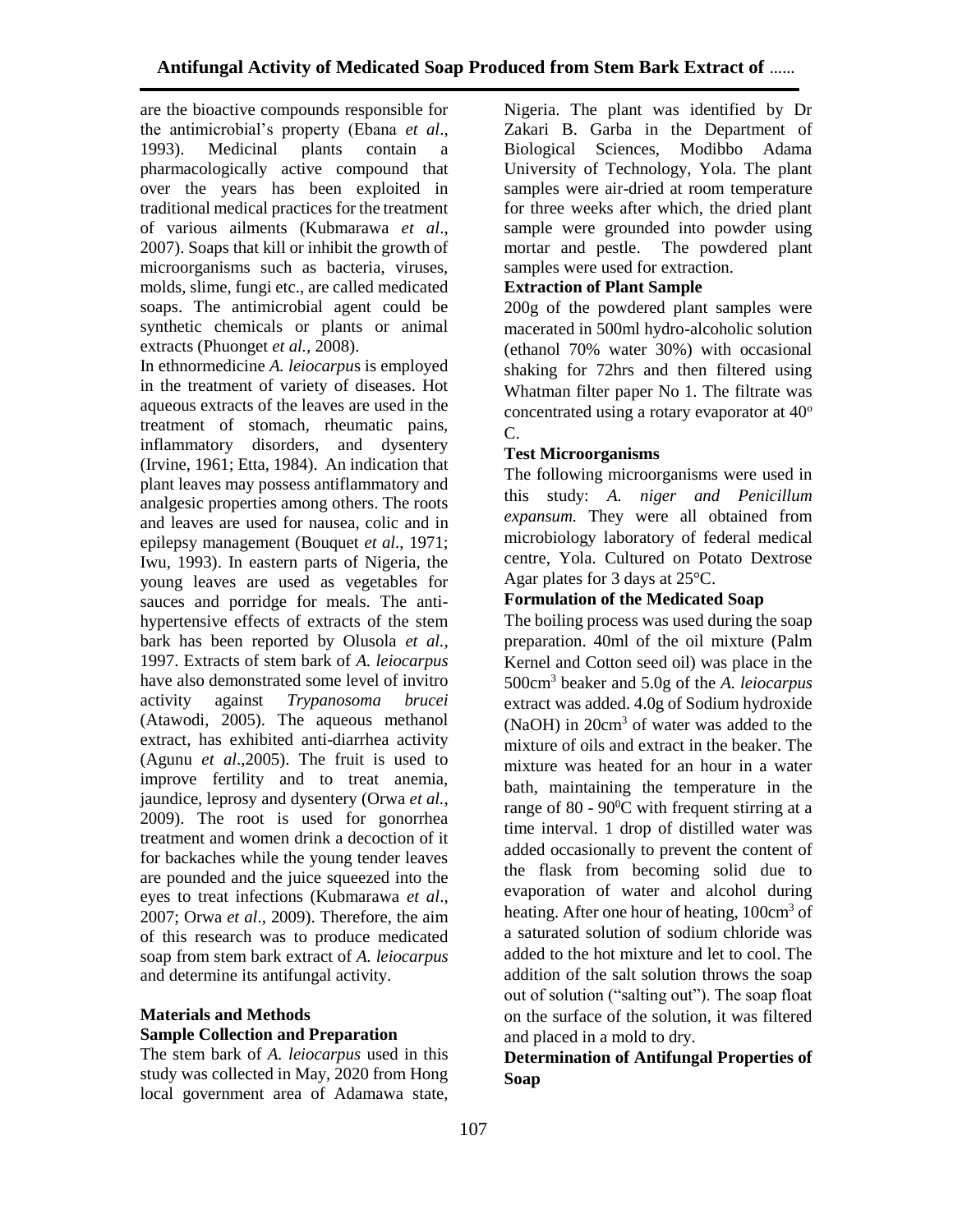are the bioactive compounds responsible for the antimicrobial's property (Ebana *et al*., 1993). Medicinal plants contain a pharmacologically active compound that over the years has been exploited in traditional medical practices for the treatment of various ailments (Kubmarawa *et al*., 2007). Soaps that kill or inhibit the growth of microorganisms such as bacteria, viruses, molds, slime, fungi etc., are called medicated soaps. The antimicrobial agent could be synthetic chemicals or plants or animal extracts (Phuonget *et al.*, 2008).

In ethnormedicine *A. leiocarpus* is employed in the treatment of variety of diseases. Hot aqueous extracts of the leaves are used in the treatment of stomach, rheumatic pains, inflammatory disorders, and dysentery (Irvine, 1961; Etta, 1984). An indication that plant leaves may possess antiflammatory and analgesic properties among others. The roots and leaves are used for nausea, colic and in epilepsy management (Bouquet *et al*., 1971; Iwu, 1993). In eastern parts of Nigeria, the young leaves are used as vegetables for sauces and porridge for meals. The anti-hypertensive effects of extracts of the stem bark has been reported by Olusola *et al.*, 1997. Extracts of stem bark of *A. leiocarpus* have also demonstrated some level of invitro activity against *Trypanosoma brucei* (Atawodi, 2005). The aqueous methanol extract, has exhibited anti-diarrhea activity (Agunu *et al*.,2005). The fruit is used to improve fertility and to treat anemia, jaundice, leprosy and dysentery (Orwa *et al.*, 2009). The root is used for gonorrhea treatment and women drink a decoction of it for backaches while the young tender leaves are pounded and the juice squeezed into the eyes to treat infections (Kubmarawa *et al*., 2007; Orwa *et al*., 2009). Therefore, the aim of this research was to produce medicated soap from stem bark extract of *A. leiocarpus* and determine its antifungal activity.

## Materials and Methods

### Sample Collection and Preparation

The stem bark of *A. leiocarpus* used in this study was collected in May, 2020 from Hong local government area of Adamawa state, Nigeria. The plant was identified by Dr Zakari B. Garba in the Department of Biological Sciences, Modibbo Adama University of Technology, Yola. The plant samples were air-dried at room temperature for three weeks after which, the dried plant sample were grounded into powder using mortar and pestle. The powdered plant samples were used for extraction.

### Extraction of Plant Sample

200g of the powdered plant samples were macerated in 500ml hydro-alcoholic solution (ethanol 70% water 30%) with occasional shaking for 72hrs and then filtered using Whatman filter paper No 1. The filtrate was concentrated using a rotary evaporator at $40^{o}$ C.

### Test Microorganisms

The following microorganisms were used in this study: *A. niger and Penicillum expansum.* They were all obtained from microbiology laboratory of federal medical centre, Yola. Cultured on Potato Dextrose Agar plates for 3 days at 25°C.

### Formulation of the Medicated Soap

The boiling process was used during the soap preparation. 40ml of the oil mixture (Palm Kernel and Cotton seed oil) was place in the $500cm^3$ beaker and 5.0g of the *A. leiocarpus* extract was added. 4.0g of Sodium hydroxide (NaOH) in $20cm^3$ of water was added to the mixture of oils and extract in the beaker. The mixture was heated for an hour in a water bath, maintaining the temperature in the range of 80 - $90^0$C with frequent stirring at a time interval. 1 drop of distilled water was added occasionally to prevent the content of the flask from becoming solid due to evaporation of water and alcohol during heating. After one hour of heating, $100cm^3$ of a saturated solution of sodium chloride was added to the hot mixture and let to cool. The addition of the salt solution throws the soap out of solution ("salting out"). The soap float on the surface of the solution, it was filtered and placed in a mold to dry.

### Determination of Antifungal Properties of Soap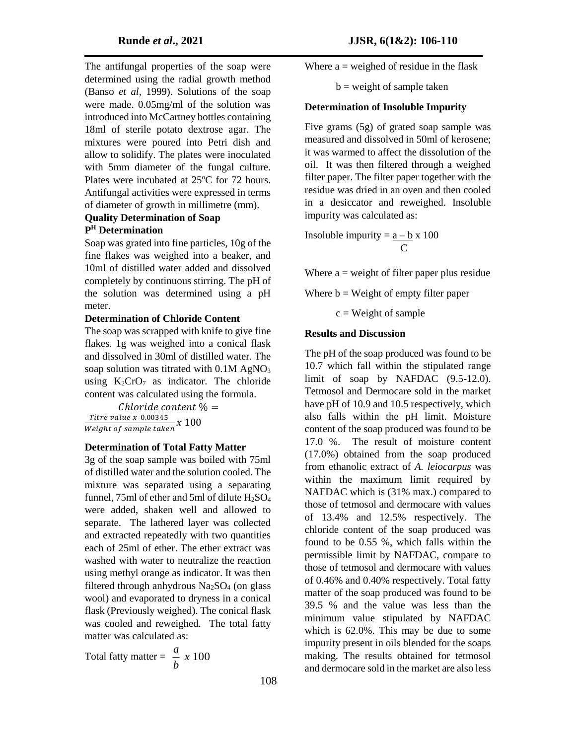The antifungal properties of the soap were determined using the radial growth method (Banso *et al*, 1999). Solutions of the soap were made. 0.05mg/ml of the solution was introduced into McCartney bottles containing 18ml of sterile potato dextrose agar. The mixtures were poured into Petri dish and allow to solidify. The plates were inoculated with 5mm diameter of the fungal culture. Plates were incubated at 25$^{o}$C for 72 hours. Antifungal activities were expressed in terms of diameter of growth in millimetre (mm).

### Quality Determination of Soap

#### $P^{H}$ Determination

Soap was grated into fine particles, 10g of the fine flakes was weighed into a beaker, and 10ml of distilled water added and dissolved completely by continuous stirring. The pH of the solution was determined using a pH meter.

#### Determination of Chloride Content

The soap was scrapped with knife to give fine flakes. 1g was weighed into a conical flask and dissolved in 30ml of distilled water. The soap solution was titrated with 0.1M $AgNO_3$ using $K_2CrO_7$ as indicator. The chloride content was calculated using the formula.

$$Chloride\ content\ \% = \frac{Titre\ value\ x\ 0.00345}{Weight\ of\ sample\ taken} x\ 100$$

#### Determination of Total Fatty Matter

3g of the soap sample was boiled with 75ml of distilled water and the solution cooled. The mixture was separated using a separating funnel, 75ml of ether and 5ml of dilute $H_2SO_4$ were added, shaken well and allowed to separate. The lathered layer was collected and extracted repeatedly with two quantities each of 25ml of ether. The ether extract was washed with water to neutralize the reaction using methyl orange as indicator. It was then filtered through anhydrous $Na_2SO_4$ (on glass wool) and evaporated to dryness in a conical flask (Previously weighed). The conical flask was cooled and reweighed. The total fatty matter was calculated as:

$$\text{Total fatty matter} = \frac{a}{b}\ x\ 100$$

Where a = weighed of residue in the flask

b = weight of sample taken

#### Determination of Insoluble Impurity

Five grams (5g) of grated soap sample was measured and dissolved in 50ml of kerosene; it was warmed to affect the dissolution of the oil. It was then filtered through a weighed filter paper. The filter paper together with the residue was dried in an oven and then cooled in a desiccator and reweighed. Insoluble impurity was calculated as:

$$\text{Insoluble impurity} = \frac{a - b}{C}\ x\ 100$$

Where a = weight of filter paper plus residue

Where b = Weight of empty filter paper

c = Weight of sample

### Results and Discussion

The pH of the soap produced was found to be 10.7 which fall within the stipulated range limit of soap by NAFDAC (9.5-12.0). Tetmosol and Dermocare sold in the market have pH of 10.9 and 10.5 respectively, which also falls within the pH limit. Moisture content of the soap produced was found to be 17.0 %. The result of moisture content (17.0%) obtained from the soap produced from ethanolic extract of *A. leiocarpus* was within the maximum limit required by NAFDAC which is (31% max.) compared to those of tetmosol and dermocare with values of 13.4% and 12.5% respectively. The chloride content of the soap produced was found to be 0.55 %, which falls within the permissible limit by NAFDAC, compare to those of tetmosol and dermocare with values of 0.46% and 0.40% respectively. Total fatty matter of the soap produced was found to be 39.5 % and the value was less than the minimum value stipulated by NAFDAC which is 62.0%. This may be due to some impurity present in oils blended for the soaps making. The results obtained for tetmosol and dermocare sold in the market are also less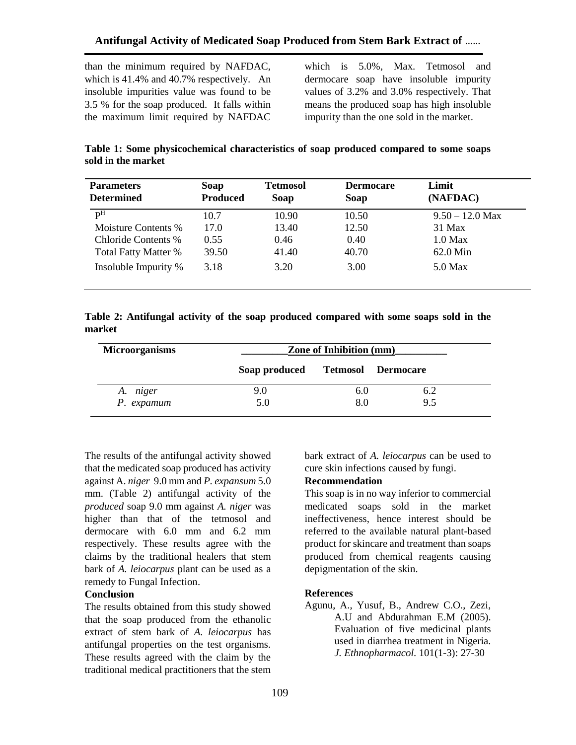than the minimum required by NAFDAC, which is 41.4% and 40.7% respectively. An insoluble impurities value was found to be 3.5 % for the soap produced. It falls within the maximum limit required by NAFDAC which is 5.0%, Max. Tetmosol and dermocare soap have insoluble impurity values of 3.2% and 3.0% respectively. That means the produced soap has high insoluble impurity than the one sold in the market.

**Table 1: Some physicochemical characteristics of soap produced compared to some soaps sold in the market**

| Parameters Determined | Soap Produced | Tetmosol Soap | Dermocare Soap | Limit (NAFDAC) |
|---|---|---|---|---|
| P[H] | 10.7 | 10.90 | 10.50 | 9.50 – 12.0 Max |
| Moisture Contents % | 17.0 | 13.40 | 12.50 | 31 Max |
| Chloride Contents % | 0.55 | 0.46 | 0.40 | 1.0 Max |
| Total Fatty Matter % | 39.50 | 41.40 | 40.70 | 62.0 Min |
| Insoluble Impurity % | 3.18 | 3.20 | 3.00 | 5.0 Max |

**Table 2: Antifungal activity of the soap produced compared with some soaps sold in the market**

| Microorganisms | Zone of Inhibition (mm) | | |
|---|---|---|---|
| | Soap produced | Tetmosol | Dermocare |
| *A. niger* | 9.0 | 6.0 | 6.2 |
| *P. expamum* | 5.0 | 8.0 | 9.5 |

The results of the antifungal activity showed that the medicated soap produced has activity against A. *niger* 9.0 mm and *P. expansum* 5.0 mm. (Table 2) antifungal activity of the *produced* soap 9.0 mm against *A. niger* was higher than that of the tetmosol and dermocare with 6.0 mm and 6.2 mm respectively. These results agree with the claims by the traditional healers that stem bark of *A. leiocarpus* plant can be used as a remedy to Fungal Infection.

**Conclusion**

The results obtained from this study showed that the soap produced from the ethanolic extract of stem bark of *A. leiocarpus* has antifungal properties on the test organisms. These results agreed with the claim by the traditional medical practitioners that the stem bark extract of *A. leiocarpus* can be used to cure skin infections caused by fungi.

**Recommendation**

This soap is in no way inferior to commercial medicated soaps sold in the market ineffectiveness, hence interest should be referred to the available natural plant-based product for skincare and treatment than soaps produced from chemical reagents causing depigmentation of the skin.

**References**

Agunu, A., Yusuf, B., Andrew C.O., Zezi, A.U and Abdurahman E.M (2005). Evaluation of five medicinal plants used in diarrhea treatment in Nigeria. *J. Ethnopharmacol*. 101(1-3): 27-30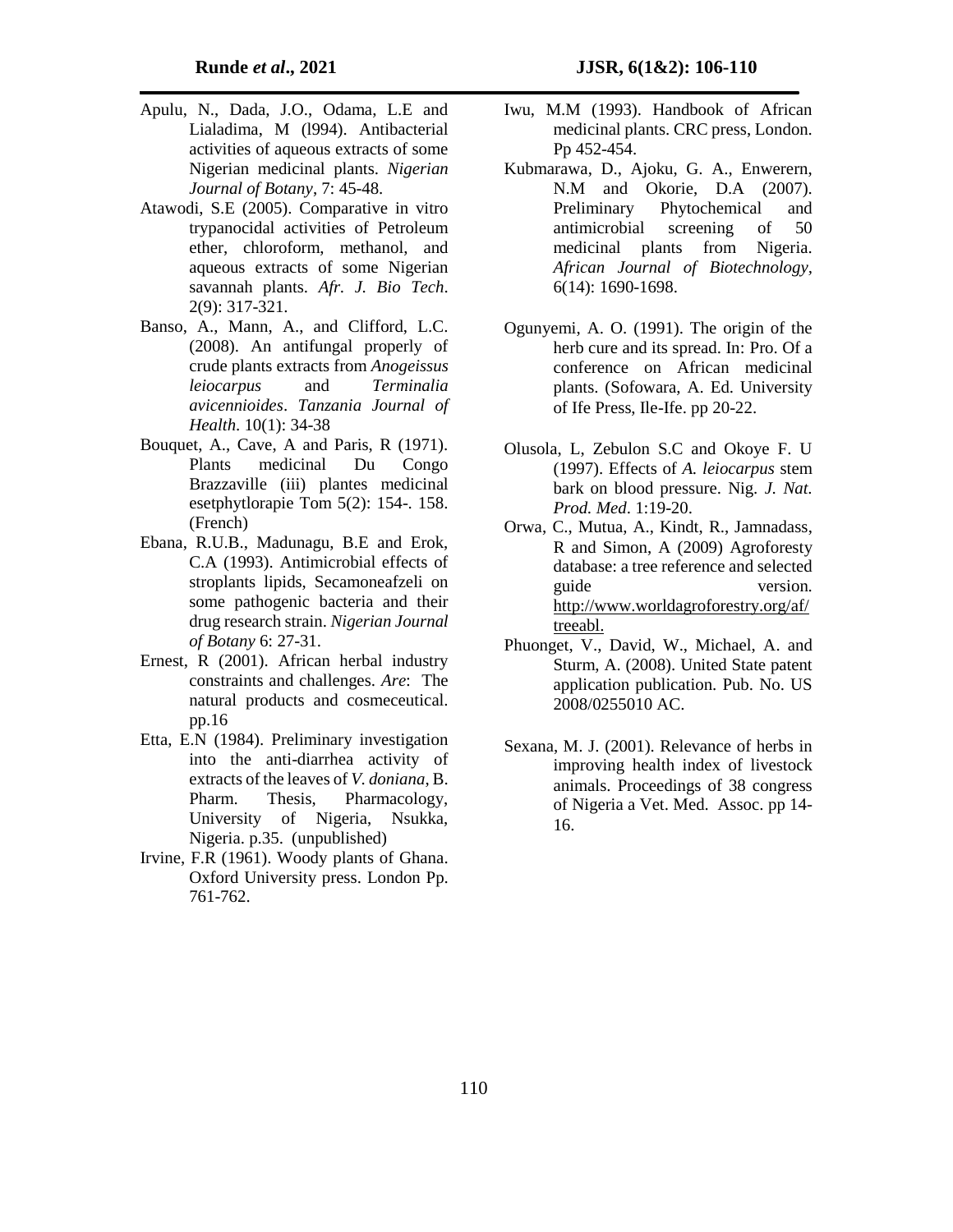Apulu, N., Dada, J.O., Odama, L.E and Lialadima, M (l994). Antibacterial activities of aqueous extracts of some Nigerian medicinal plants. *Nigerian Journal of Botany*, 7: 45-48.

Atawodi, S.E (2005). Comparative in vitro trypanocidal activities of Petroleum ether, chloroform, methanol, and aqueous extracts of some Nigerian savannah plants. *Afr. J. Bio Tech*. 2(9): 317-321.

Banso, A., Mann, A., and Clifford, L.C. (2008). An antifungal properly of crude plants extracts from *Anogeissus leiocarpus* and *Terminalia avicennioides*. *Tanzania Journal of Health*. 10(1): 34-38

Bouquet, A., Cave, A and Paris, R (1971). Plants medicinal Du Congo Brazzaville (iii) plantes medicinal esetphytlorapie Tom 5(2): 154-. 158. (French)

Ebana, R.U.B., Madunagu, B.E and Erok, C.A (1993). Antimicrobial effects of stroplants lipids, Secamoneafzeli on some pathogenic bacteria and their drug research strain. *Nigerian Journal of Botany* 6: 27-31.

Ernest, R (2001). African herbal industry constraints and challenges. *Are*: The natural products and cosmeceutical. pp.16

Etta, E.N (1984). Preliminary investigation into the anti-diarrhea activity of extracts of the leaves of *V. doniana*, B. Pharm. Thesis, Pharmacology, University of Nigeria, Nsukka, Nigeria. p.35. (unpublished)

Irvine, F.R (1961). Woody plants of Ghana. Oxford University press. London Pp. 761-762.

Iwu, M.M (1993). Handbook of African medicinal plants. CRC press, London. Pp 452-454.

Kubmarawa, D., Ajoku, G. A., Enwerern, N.M and Okorie, D.A (2007). Preliminary Phytochemical and antimicrobial screening of 50 medicinal plants from Nigeria. *African Journal of Biotechnology*, 6(14): 1690-1698.

Ogunyemi, A. O. (1991). The origin of the herb cure and its spread. In: Pro. Of a conference on African medicinal plants. (Sofowara, A. Ed. University of Ife Press, Ile-Ife. pp 20-22.

Olusola, L, Zebulon S.C and Okoye F. U (1997). Effects of *A. leiocarpus* stem bark on blood pressure. Nig. *J. Nat. Prod. Med*. 1:19-20.

Orwa, C., Mutua, A., Kindt, R., Jamnadass, R and Simon, A (2009) Agroforesty database: a tree reference and selected guide version. http://www.worldagroforestry.org/af/treeabl.

Phuonget, V., David, W., Michael, A. and Sturm, A. (2008). United State patent application publication. Pub. No. US 2008/0255010 AC.

Sexana, M. J. (2001). Relevance of herbs in improving health index of livestock animals. Proceedings of 38 congress of Nigeria a Vet. Med. Assoc. pp 14-16.